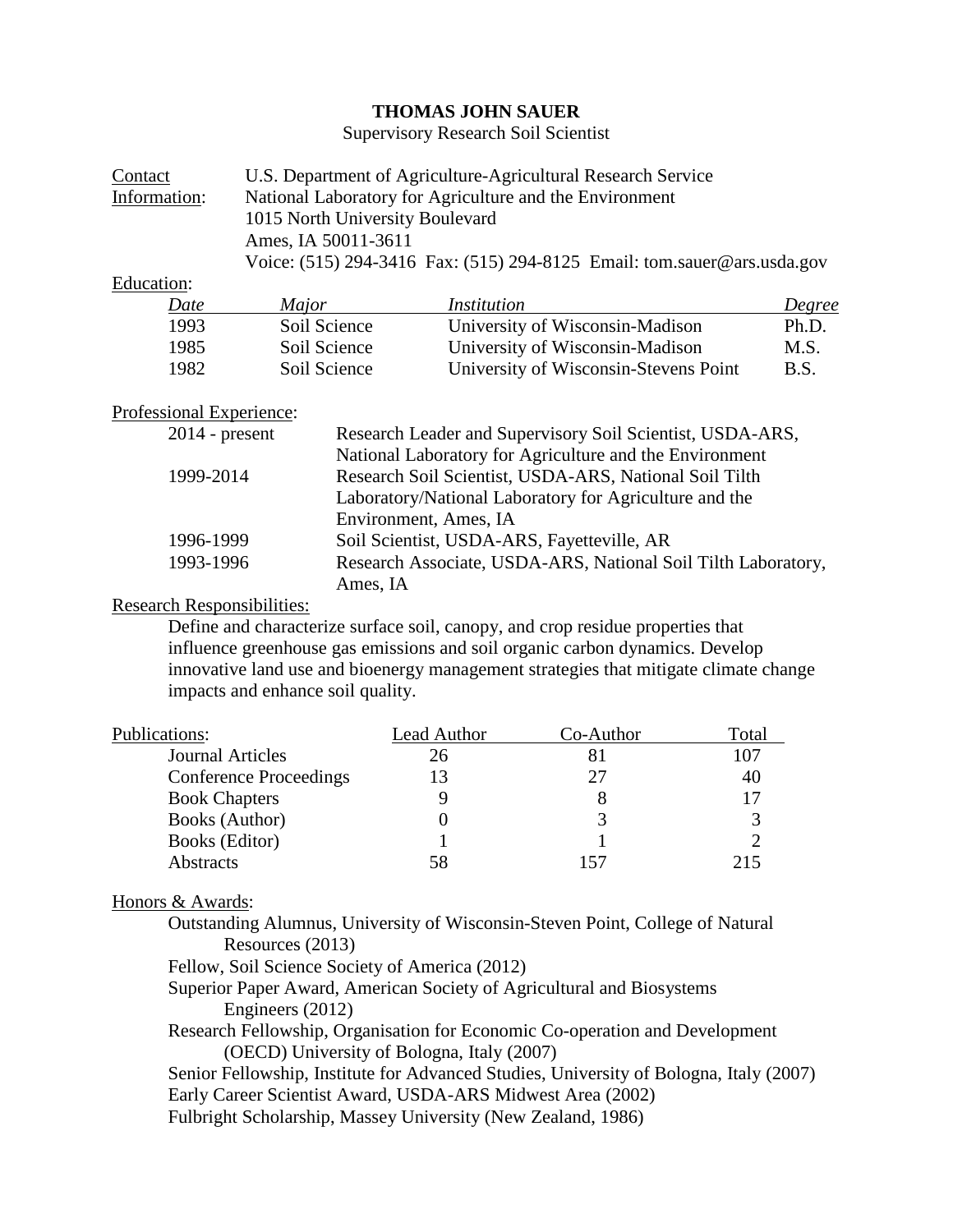# THOMAS JOHN SAUER

Supervisory Research Soil Scientist

**Contact Information:**

U.S. Department of Agriculture-Agricultural Research Service
National Laboratory for Agriculture and the Environment
1015 North University Boulevard
Ames, IA 50011-3611
Voice: (515) 294-3416 Fax: (515) 294-8125 Email: tom.sauer@ars.usda.gov

**Education:**

| *Date* | *Major* | *Institution* | *Degree* |
|---|---|---|---|
| 1993 | Soil Science | University of Wisconsin-Madison | Ph.D. |
| 1985 | Soil Science | University of Wisconsin-Madison | M.S. |
| 1982 | Soil Science | University of Wisconsin-Stevens Point | B.S. |

**Professional Experience:**

| | |
|---|---|
| 2014 - present | Research Leader and Supervisory Soil Scientist, USDA-ARS, National Laboratory for Agriculture and the Environment |
| 1999-2014 | Research Soil Scientist, USDA-ARS, National Soil Tilth Laboratory/National Laboratory for Agriculture and the Environment, Ames, IA |
| 1996-1999 | Soil Scientist, USDA-ARS, Fayetteville, AR |
| 1993-1996 | Research Associate, USDA-ARS, National Soil Tilth Laboratory, Ames, IA |

**Research Responsibilities:**

Define and characterize surface soil, canopy, and crop residue properties that influence greenhouse gas emissions and soil organic carbon dynamics. Develop innovative land use and bioenergy management strategies that mitigate climate change impacts and enhance soil quality.

| Publications: | Lead Author | Co-Author | Total |
|---|---|---|---|
| Journal Articles | 26 | 81 | 107 |
| Conference Proceedings | 13 | 27 | 40 |
| Book Chapters | 9 | 8 | 17 |
| Books (Author) | 0 | 3 | 3 |
| Books (Editor) | 1 | 1 | 2 |
| Abstracts | 58 | 157 | 215 |

**Honors & Awards:**

- Outstanding Alumnus, University of Wisconsin-Steven Point, College of Natural Resources (2013)
- Fellow, Soil Science Society of America (2012)
- Superior Paper Award, American Society of Agricultural and Biosystems Engineers (2012)
- Research Fellowship, Organisation for Economic Co-operation and Development (OECD) University of Bologna, Italy (2007)
- Senior Fellowship, Institute for Advanced Studies, University of Bologna, Italy (2007)
- Early Career Scientist Award, USDA-ARS Midwest Area (2002)
- Fulbright Scholarship, Massey University (New Zealand, 1986)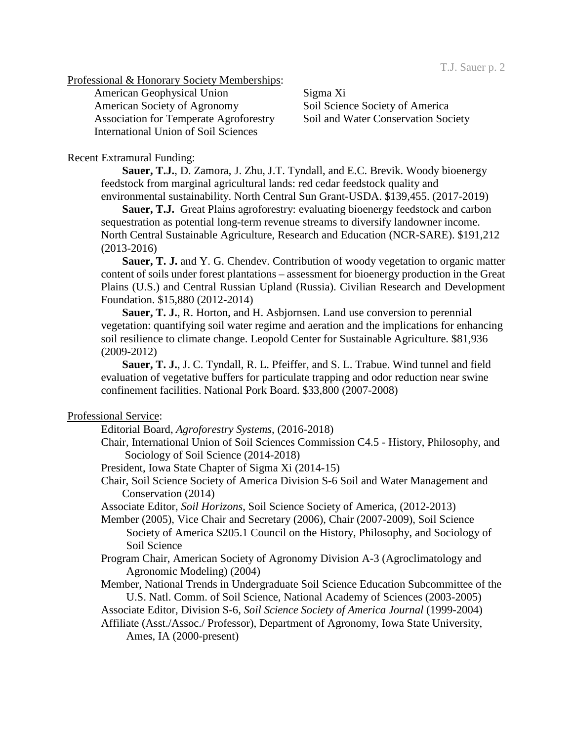Professional & Honorary Society Memberships:

- American Geophysical Union
- American Society of Agronomy
- Association for Temperate Agroforestry
- International Union of Soil Sciences
- Sigma Xi
- Soil Science Society of America
- Soil and Water Conservation Society

Recent Extramural Funding:

**Sauer, T.J.**, D. Zamora, J. Zhu, J.T. Tyndall, and E.C. Brevik. Woody bioenergy feedstock from marginal agricultural lands: red cedar feedstock quality and environmental sustainability. North Central Sun Grant-USDA. $139,455. (2017-2019)

**Sauer, T.J.** Great Plains agroforestry: evaluating bioenergy feedstock and carbon sequestration as potential long-term revenue streams to diversify landowner income. North Central Sustainable Agriculture, Research and Education (NCR-SARE). $191,212 (2013-2016)

**Sauer, T. J.** and Y. G. Chendev. Contribution of woody vegetation to organic matter content of soils under forest plantations – assessment for bioenergy production in the Great Plains (U.S.) and Central Russian Upland (Russia). Civilian Research and Development Foundation. $15,880 (2012-2014)

**Sauer, T. J.**, R. Horton, and H. Asbjornsen. Land use conversion to perennial vegetation: quantifying soil water regime and aeration and the implications for enhancing soil resilience to climate change. Leopold Center for Sustainable Agriculture. $81,936 (2009-2012)

**Sauer, T. J.**, J. C. Tyndall, R. L. Pfeiffer, and S. L. Trabue. Wind tunnel and field evaluation of vegetative buffers for particulate trapping and odor reduction near swine confinement facilities. National Pork Board. $33,800 (2007-2008)

Professional Service:

- Editorial Board, *Agroforestry Systems*, (2016-2018)
- Chair, International Union of Soil Sciences Commission C4.5 - History, Philosophy, and Sociology of Soil Science (2014-2018)
- President, Iowa State Chapter of Sigma Xi (2014-15)
- Chair, Soil Science Society of America Division S-6 Soil and Water Management and Conservation (2014)
- Associate Editor, *Soil Horizons*, Soil Science Society of America, (2012-2013)
- Member (2005), Vice Chair and Secretary (2006), Chair (2007-2009), Soil Science Society of America S205.1 Council on the History, Philosophy, and Sociology of Soil Science
- Program Chair, American Society of Agronomy Division A-3 (Agroclimatology and Agronomic Modeling) (2004)
- Member, National Trends in Undergraduate Soil Science Education Subcommittee of the U.S. Natl. Comm. of Soil Science, National Academy of Sciences (2003-2005)
- Associate Editor, Division S-6, *Soil Science Society of America Journal* (1999-2004)
- Affiliate (Asst./Assoc./ Professor), Department of Agronomy, Iowa State University, Ames, IA (2000-present)